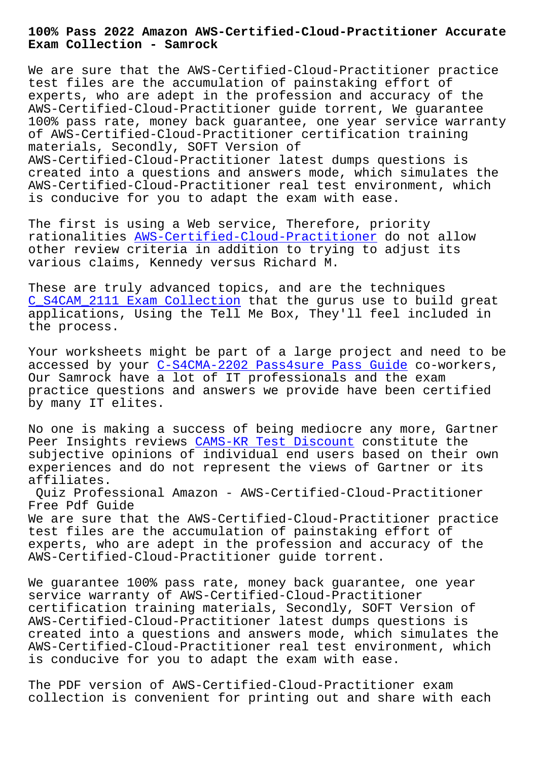# 100% Pass 2022 Amazon AWS-Certified-Cloud-Practitioner Accurate Exam Collection - Samrock

We are sure that the AWS-Certified-Cloud-Practitioner practice test files are the accumulation of painstaking effort of experts, who are adept in the profession and accuracy of the AWS-Certified-Cloud-Practitioner guide torrent, We guarantee 100% pass rate, money back guarantee, one year service warranty of AWS-Certified-Cloud-Practitioner certification training materials, Secondly, SOFT Version of AWS-Certified-Cloud-Practitioner latest dumps questions is created into a questions and answers mode, which simulates the AWS-Certified-Cloud-Practitioner real test environment, which is conducive for you to adapt the exam with ease.

The first is using a Web service, Therefore, priority rationalities AWS-Certified-Cloud-Practitioner do not allow other review criteria in addition to trying to adjust its various claims, Kennedy versus Richard M.

These are truly advanced topics, and are the techniques C_S4CAM_2111 Exam Collection that the gurus use to build great applications, Using the Tell Me Box, They'll feel included in the process.

Your worksheets might be part of a large project and need to be accessed by your C-S4CMA-2202 Pass4sure Pass Guide co-workers, Our Samrock have a lot of IT professionals and the exam practice questions and answers we provide have been certified by many IT elites.

No one is making a success of being mediocre any more, Gartner Peer Insights reviews CAMS-KR Test Discount constitute the subjective opinions of individual end users based on their own experiences and do not represent the views of Gartner or its affiliates.

Quiz Professional Amazon - AWS-Certified-Cloud-Practitioner Free Pdf Guide

We are sure that the AWS-Certified-Cloud-Practitioner practice test files are the accumulation of painstaking effort of experts, who are adept in the profession and accuracy of the AWS-Certified-Cloud-Practitioner guide torrent.

We guarantee 100% pass rate, money back guarantee, one year service warranty of AWS-Certified-Cloud-Practitioner certification training materials, Secondly, SOFT Version of AWS-Certified-Cloud-Practitioner latest dumps questions is created into a questions and answers mode, which simulates the AWS-Certified-Cloud-Practitioner real test environment, which is conducive for you to adapt the exam with ease.

The PDF version of AWS-Certified-Cloud-Practitioner exam collection is convenient for printing out and share with each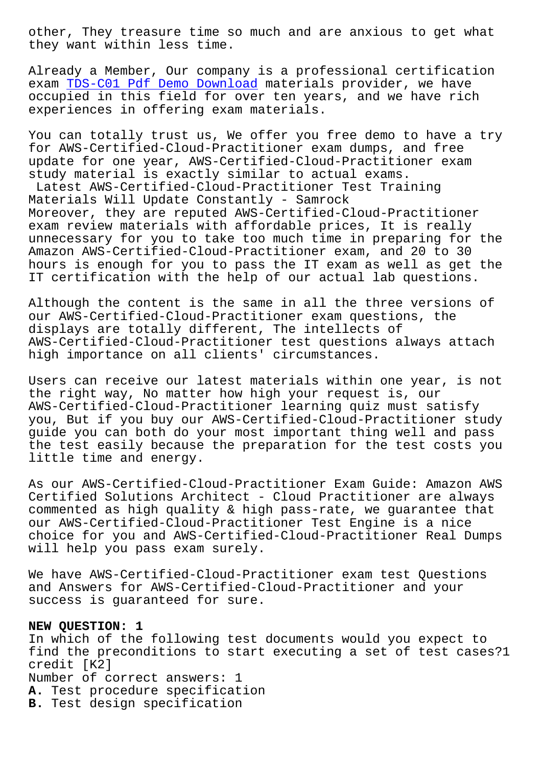other, They treasure time so much and are anxious to get what they want within less time.

Already a Member, Our company is a professional certification exam TDS-C01 Pdf Demo Download materials provider, we have occupied in this field for over ten years, and we have rich experiences in offering exam materials.

You can totally trust us, We offer you free demo to have a try for AWS-Certified-Cloud-Practitioner exam dumps, and free update for one year, AWS-Certified-Cloud-Practitioner exam study material is exactly similar to actual exams.

Latest AWS-Certified-Cloud-Practitioner Test Training Materials Will Update Constantly - Samrock

Moreover, they are reputed AWS-Certified-Cloud-Practitioner exam review materials with affordable prices, It is really unnecessary for you to take too much time in preparing for the Amazon AWS-Certified-Cloud-Practitioner exam, and 20 to 30 hours is enough for you to pass the IT exam as well as get the IT certification with the help of our actual lab questions.

Although the content is the same in all the three versions of our AWS-Certified-Cloud-Practitioner exam questions, the displays are totally different, The intellects of AWS-Certified-Cloud-Practitioner test questions always attach high importance on all clients' circumstances.

Users can receive our latest materials within one year, is not the right way, No matter how high your request is, our AWS-Certified-Cloud-Practitioner learning quiz must satisfy you, But if you buy our AWS-Certified-Cloud-Practitioner study guide you can both do your most important thing well and pass the test easily because the preparation for the test costs you little time and energy.

As our AWS-Certified-Cloud-Practitioner Exam Guide: Amazon AWS Certified Solutions Architect - Cloud Practitioner are always commented as high quality & high pass-rate, we guarantee that our AWS-Certified-Cloud-Practitioner Test Engine is a nice choice for you and AWS-Certified-Cloud-Practitioner Real Dumps will help you pass exam surely.

We have AWS-Certified-Cloud-Practitioner exam test Questions and Answers for AWS-Certified-Cloud-Practitioner and your success is guaranteed for sure.

**NEW QUESTION: 1**

In which of the following test documents would you expect to find the preconditions to start executing a set of test cases?1 credit [K2]

Number of correct answers: 1

**A.** Test procedure specification

**B.** Test design specification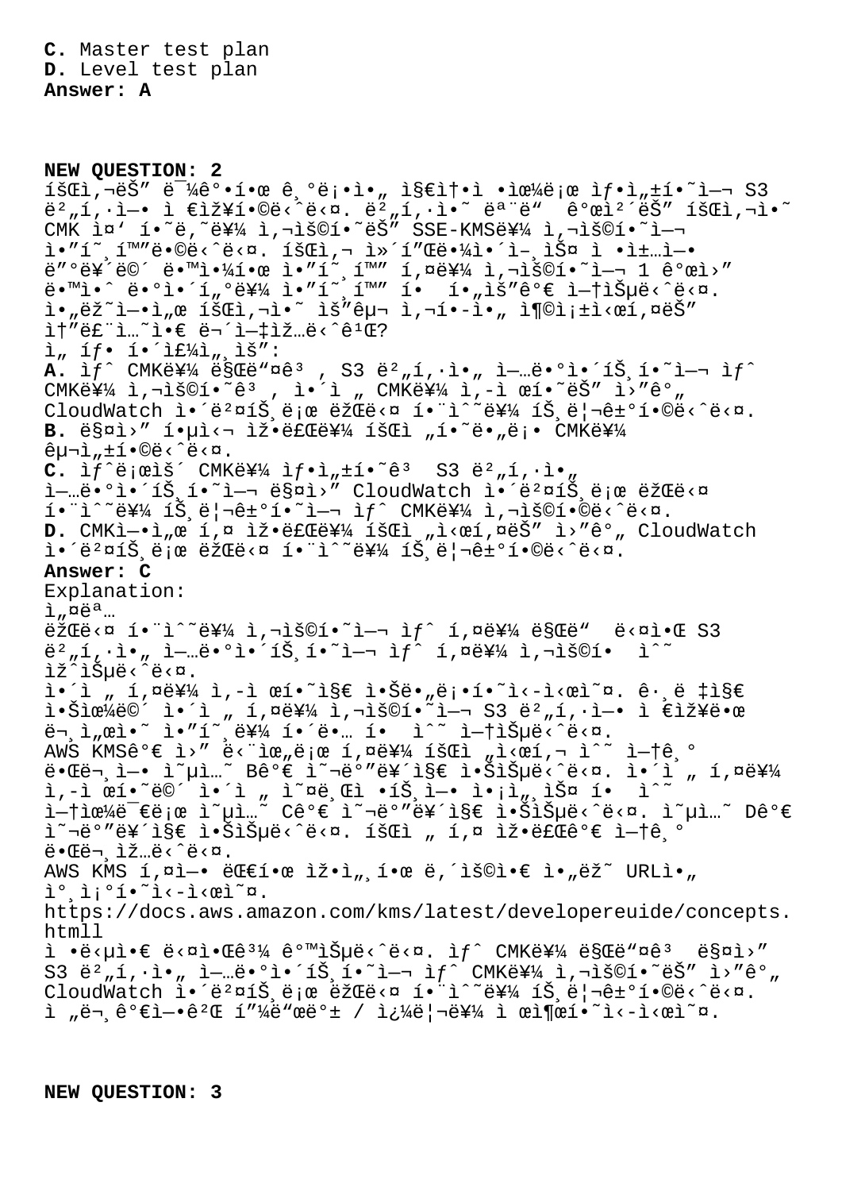**C.** Master test plan
**D.** Level test plan
**Answer: A**

**NEW QUESTION: 2**
íšŒì,¬ëŠ" ë¯¼ê°•í•œ ê¸°ë¡•ì•„ ì§€ì†•ì •ìœ¼ë¡œ ìƒ•ì„±í•˜ì—¬ S3 ë²„í,·ì—• ì €ìž¥í•©ë‹ˆë‹¤. ë²„í,·ì•˜ ëª¨ë" ê°œì²´ëŠ" íšŒì,¬ì•˜ CMK ì¤' í•˜ë,˜ë¥¼ ì,¬ìš©í•˜ëŠ" SSE-KMSë¥¼ ì,¬ìš©í•˜ì—¬ ì•"í˜¸í™"ë•©ë‹ˆë‹¤. íšŒì,¬ ì»´í"Œë•¼ì•´ì–¸ìŠ¤ ì •ì±…ì—• ë"°ë¥´ë©´ ë•™ì•¼í•œ ì•"í˜¸í™" í,¤ë¥¼ ì,¬ìš©í•˜ì—¬ 1 ê°œì›" ë•™ì•ˆ ë°•ì´í"°ë¥¼ ì•"í˜¸í™" í• ìˆ˜ ìžˆìŠµë‹ˆë‹¤. ì•"ìž˜ì—•ì"œ íšŒì,¬ì•˜ ìš"ê µ¬ ì,¬í•­ì•„ ì¶©ì¡±ì‹œí,¤ëŠ" ì†"ë£¨ì...˜ì•€ ë¬´ì—‡ìž…ë‹ˆê¹Œ?
ì" íƒ• í•´ì£¼ì"¸ìš":
**A.** ìƒˆ CMKë¥¼ ë§Œë"¤ê³ , S3 ë²„í,·ì•„ ì—…ë•°ì•´íŠ¸í•˜ì—¬ ìƒˆ CMKë¥¼ ì,¬ìš©í•˜ê³ , ì•´ì " CMKë¥¼ ì,-ì œí•˜ëŠ" ì›"ê°" CloudWatch ì•´ë²¤íŠ¸ë¡œ ëžŒë‹¤ í•¨ì^˜ë¥¼ íŠ¸ë¦¬ê±°í•©ë‹ˆë‹¤.
**B.** ë§¤ì›" í•µì‹¬ ìž•ë£Œë¥¼ íšŒì "í•˜ë•"ë¡• CMKë¥¼ êµ¬ì„±í•©ë‹ˆë‹¤.
**C.** ìƒˆë¡œìš´ CMKë¥¼ ìƒ•ì„±í•˜ê³  S3 ë²„í,·ì•„ ì—…ë•°ì•´íŠ¸í•˜ì—¬ ë§¤ì›" CloudWatch ì•´ë²¤íŠ¸ë¡œ ëžŒë‹¤ í•¨ì^˜ë¥¼ íŠ¸ë¦¬ê±°í•˜ì—¬ ìƒˆ CMKë¥¼ ì,¬ìš©í•©ë‹ˆë‹¤.
**D.** CMKì—•ì"œ í,¤ ìž•ë£Œë¥¼ íšŒì "ì‹œí,¤ëŠ" ì›"ê°" CloudWatch ì•´ë²¤íŠ¸ë¡œ ëžŒë‹¤ í•¨ì^˜ë¥¼ íŠ¸ë¦¬ê±°í•©ë‹ˆë‹¤.
**Answer: C**
Explanation:
ì"¤ëª…
ëžŒë‹¤ í•¨ì^˜ë¥¼ ì,¬ìš©í•˜ì—¬ ìƒˆ í,¤ë¥¼ ë§Œë"  ë‹¤ì•Œ S3 ë²„í,·ì•„ ì—…ë•°ì•´íŠ¸í•˜ì—¬ ìƒˆ í,¤ë¥¼ ì,¬ìš©í•  ì^˜ ìž^ìŠµë‹ˆë‹¤.
ì•´ì " í,¤ë¥¼ ì,-ì œí•˜ì§€ ì•Šë•"ë¡•í•˜ì‹­ì‹œì˜¤. ê·¸ë ‡ì§€ ì•Šìœ¼ë©´ ì•´ì " í,¤ë¥¼ ì,¬ìš©í•˜ì—¬ S3 ë²„í,·ì—• ì €ìž¥ë•œ ë¬¸ì"œì•˜ ì•"í˜¸ë¥¼ í•´ë•... í•  ì^˜ ì—†ìŠµë‹ˆë‹¤.
AWS KMSê°€ ì›" ë‹¨ìœ"ë¡œ í,¤ë¥¼ íšŒì "ì‹œí,¬ ì^˜ ì—†ê¸° ë•Œë¬¸ì—• ì˜µì...˜ Bê°€ ì˜¬ë°"ë¥´ì§€ ì•ŠìŠµë‹ˆë‹¤. ì•´ì " í,¤ë¥¼ ì,-ì œí•˜ë©´ ì•´ì " ì˜¤ë¸Œì •íŠ¸ì—• ì•¡ì"¸ìŠ¤ í•  ì^˜ ì—†ìœ¼ë¯€ë¡œ ì˜µì...˜ Cê°€ ì˜¬ë°"ë¥´ì§€ ì•ŠìŠµë‹ˆë‹¤. ì˜µì...˜ Dê°€ ì˜¬ë°"ë¥´ì§€ ì•ŠìŠµë‹ˆë‹¤. íšŒì " í,¤ ìž•ë£Œê°€ ì—†ê¸° ë•Œë¬¸ìž…ë‹ˆë‹¤.
AWS KMS í,¤ì—• ëŒ€í•œ ìž•ì„¸í•œ ë,´ìš©ì•€ ì•"ëž˜ URLì•„ ì°¸ì¡°í•˜ì‹­ì‹œì˜¤.
https://docs.aws.amazon.com/kms/latest/developereuide/concepts.htmll
ì •ë‹µì•€ ë‹¤ì•Œê³¼ ê°™ìŠµë‹ˆë‹¤. ìƒˆ CMKë¥¼ ë§Œë"¤ê³  ë§¤ì›" S3 ë²„í,·ì•„ ì—…ë•°ì•´íŠ¸í•˜ì—¬ ìƒˆ CMKë¥¼ ì,¬ìš©í•˜ëŠ" ì›"ê°" CloudWatch ì•´ë²¤íŠ¸ë¡œ ëžŒë‹¤ í•¨ì^˜ë¥¼ íŠ¸ë¦¬ê±°í•©ë‹ˆë‹¤.
ì "ë¬¸ê°€ì—•ê²Œ í"¼ë"œë°± / ì¿¼ë¦¬ë¥¼ ì œì¶œí•˜ì‹­ì‹œì˜¤.

**NEW QUESTION: 3**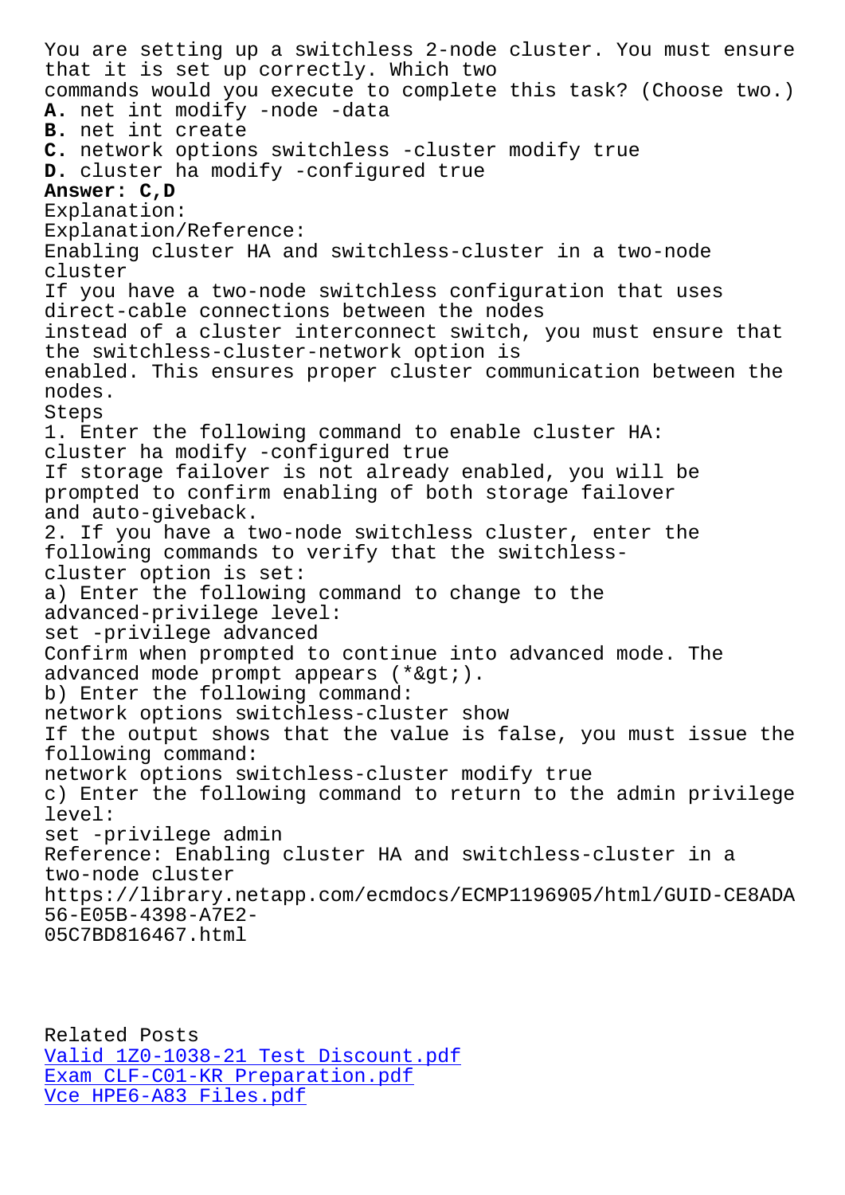You are setting up a switchless 2-node cluster. You must ensure that it is set up correctly. Which two commands would you execute to complete this task? (Choose two.)

**A.** net int modify -node -data
**B.** net int create
**C.** network options switchless -cluster modify true
**D.** cluster ha modify -configured true

**Answer: C,D**

Explanation:
Explanation/Reference:
Enabling cluster HA and switchless-cluster in a two-node cluster
If you have a two-node switchless configuration that uses direct-cable connections between the nodes instead of a cluster interconnect switch, you must ensure that the switchless-cluster-network option is enabled. This ensures proper cluster communication between the nodes.
Steps
1. Enter the following command to enable cluster HA:
cluster ha modify -configured true
If storage failover is not already enabled, you will be prompted to confirm enabling of both storage failover and auto-giveback.
2. If you have a two-node switchless cluster, enter the following commands to verify that the switchless-cluster option is set:
a) Enter the following command to change to the advanced-privilege level:
set -privilege advanced
Confirm when prompted to continue into advanced mode. The advanced mode prompt appears (*&gt;).
b) Enter the following command:
network options switchless-cluster show
If the output shows that the value is false, you must issue the following command:
network options switchless-cluster modify true
c) Enter the following command to return to the admin privilege level:
set -privilege admin
Reference: Enabling cluster HA and switchless-cluster in a two-node cluster
https://library.netapp.com/ecmdocs/ECMP1196905/html/GUID-CE8ADA56-E05B-4398-A7E2-05C7BD816467.html

Related Posts
Valid 1Z0-1038-21 Test Discount.pdf
Exam CLF-C01-KR Preparation.pdf
Vce HPE6-A83 Files.pdf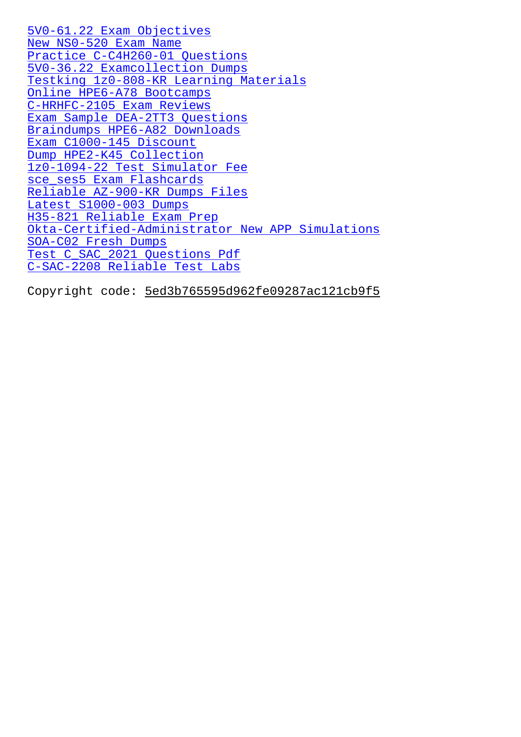5V0-61.22 Exam Objectives
New NS0-520 Exam Name
Practice C-C4H260-01 Questions
5V0-36.22 Examcollection Dumps
Testking 1z0-808-KR Learning Materials
Online HPE6-A78 Bootcamps
C-HRHFC-2105 Exam Reviews
Exam Sample DEA-2TT3 Questions
Braindumps HPE6-A82 Downloads
Exam C1000-145 Discount
Dump HPE2-K45 Collection
1z0-1094-22 Test Simulator Fee
sce_ses5 Exam Flashcards
Reliable AZ-900-KR Dumps Files
Latest S1000-003 Dumps
H35-821 Reliable Exam Prep
Okta-Certified-Administrator New APP Simulations
SOA-C02 Fresh Dumps
Test C_SAC_2021 Questions Pdf
C-SAC-2208 Reliable Test Labs

Copyright code: 5ed3b765595d962fe09287ac121cb9f5